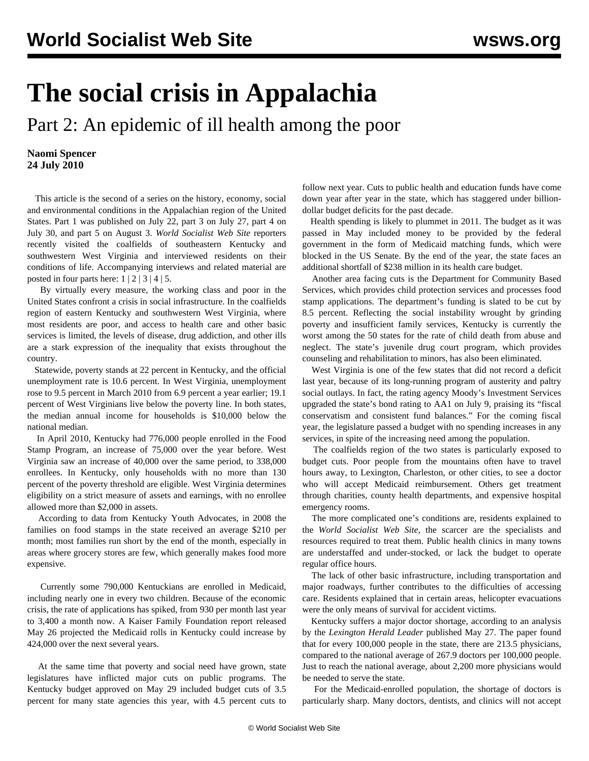# The social crisis in Appalachia

## Part 2: An epidemic of ill health among the poor

**Naomi Spencer**
**24 July 2010**

This article is the second of a series on the history, economy, social and environmental conditions in the Appalachian region of the United States. Part 1 was published on July 22, part 3 on July 27, part 4 on July 30, and part 5 on August 3. *World Socialist Web Site* reporters recently visited the coalfields of southeastern Kentucky and southwestern West Virginia and interviewed residents on their conditions of life. Accompanying interviews and related material are posted in four parts here: 1 | 2 | 3 | 4 | 5.

By virtually every measure, the working class and poor in the United States confront a crisis in social infrastructure. In the coalfields region of eastern Kentucky and southwestern West Virginia, where most residents are poor, and access to health care and other basic services is limited, the levels of disease, drug addiction, and other ills are a stark expression of the inequality that exists throughout the country.

Statewide, poverty stands at 22 percent in Kentucky, and the official unemployment rate is 10.6 percent. In West Virginia, unemployment rose to 9.5 percent in March 2010 from 6.9 percent a year earlier; 19.1 percent of West Virginians live below the poverty line. In both states, the median annual income for households is $10,000 below the national median.

In April 2010, Kentucky had 776,000 people enrolled in the Food Stamp Program, an increase of 75,000 over the year before. West Virginia saw an increase of 40,000 over the same period, to 338,000 enrollees. In Kentucky, only households with no more than 130 percent of the poverty threshold are eligible. West Virginia determines eligibility on a strict measure of assets and earnings, with no enrollee allowed more than $2,000 in assets.

According to data from Kentucky Youth Advocates, in 2008 the families on food stamps in the state received an average $210 per month; most families run short by the end of the month, especially in areas where grocery stores are few, which generally makes food more expensive.

Currently some 790,000 Kentuckians are enrolled in Medicaid, including nearly one in every two children. Because of the economic crisis, the rate of applications has spiked, from 930 per month last year to 3,400 a month now. A Kaiser Family Foundation report released May 26 projected the Medicaid rolls in Kentucky could increase by 424,000 over the next several years.

At the same time that poverty and social need have grown, state legislatures have inflicted major cuts on public programs. The Kentucky budget approved on May 29 included budget cuts of 3.5 percent for many state agencies this year, with 4.5 percent cuts to follow next year. Cuts to public health and education funds have come down year after year in the state, which has staggered under billion-dollar budget deficits for the past decade.

Health spending is likely to plummet in 2011. The budget as it was passed in May included money to be provided by the federal government in the form of Medicaid matching funds, which were blocked in the US Senate. By the end of the year, the state faces an additional shortfall of $238 million in its health care budget.

Another area facing cuts is the Department for Community Based Services, which provides child protection services and processes food stamp applications. The department's funding is slated to be cut by 8.5 percent. Reflecting the social instability wrought by grinding poverty and insufficient family services, Kentucky is currently the worst among the 50 states for the rate of child death from abuse and neglect. The state's juvenile drug court program, which provides counseling and rehabilitation to minors, has also been eliminated.

West Virginia is one of the few states that did not record a deficit last year, because of its long-running program of austerity and paltry social outlays. In fact, the rating agency Moody's Investment Services upgraded the state's bond rating to AA1 on July 9, praising its "fiscal conservatism and consistent fund balances." For the coming fiscal year, the legislature passed a budget with no spending increases in any services, in spite of the increasing need among the population.

The coalfields region of the two states is particularly exposed to budget cuts. Poor people from the mountains often have to travel hours away, to Lexington, Charleston, or other cities, to see a doctor who will accept Medicaid reimbursement. Others get treatment through charities, county health departments, and expensive hospital emergency rooms.

The more complicated one's conditions are, residents explained to the *World Socialist Web Site*, the scarcer are the specialists and resources required to treat them. Public health clinics in many towns are understaffed and under-stocked, or lack the budget to operate regular office hours.

The lack of other basic infrastructure, including transportation and major roadways, further contributes to the difficulties of accessing care. Residents explained that in certain areas, helicopter evacuations were the only means of survival for accident victims.

Kentucky suffers a major doctor shortage, according to an analysis by the *Lexington Herald Leader* published May 27. The paper found that for every 100,000 people in the state, there are 213.5 physicians, compared to the national average of 267.9 doctors per 100,000 people. Just to reach the national average, about 2,200 more physicians would be needed to serve the state.

For the Medicaid-enrolled population, the shortage of doctors is particularly sharp. Many doctors, dentists, and clinics will not accept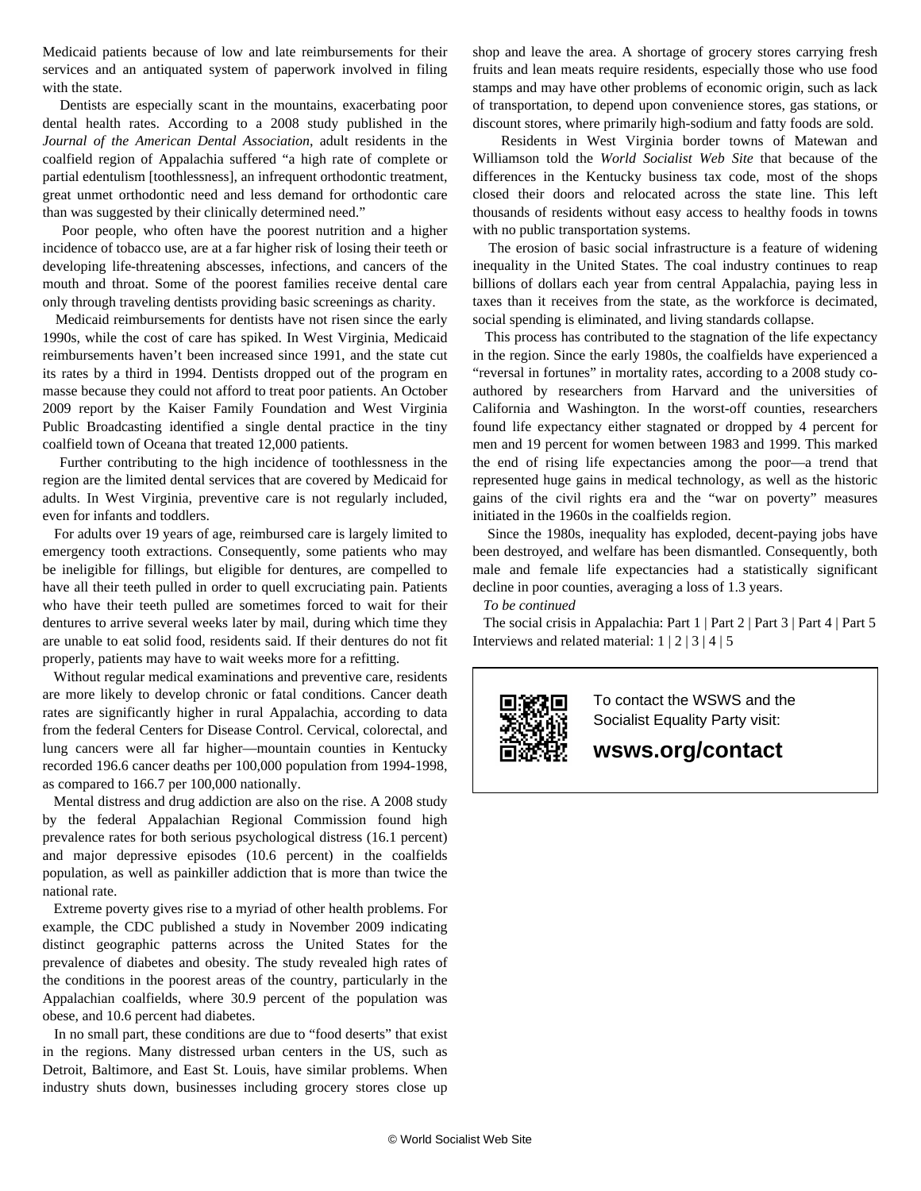Medicaid patients because of low and late reimbursements for their services and an antiquated system of paperwork involved in filing with the state.

Dentists are especially scant in the mountains, exacerbating poor dental health rates. According to a 2008 study published in the *Journal of the American Dental Association*, adult residents in the coalfield region of Appalachia suffered "a high rate of complete or partial edentulism [toothlessness], an infrequent orthodontic treatment, great unmet orthodontic need and less demand for orthodontic care than was suggested by their clinically determined need."

Poor people, who often have the poorest nutrition and a higher incidence of tobacco use, are at a far higher risk of losing their teeth or developing life-threatening abscesses, infections, and cancers of the mouth and throat. Some of the poorest families receive dental care only through traveling dentists providing basic screenings as charity.

Medicaid reimbursements for dentists have not risen since the early 1990s, while the cost of care has spiked. In West Virginia, Medicaid reimbursements haven't been increased since 1991, and the state cut its rates by a third in 1994. Dentists dropped out of the program en masse because they could not afford to treat poor patients. An October 2009 report by the Kaiser Family Foundation and West Virginia Public Broadcasting identified a single dental practice in the tiny coalfield town of Oceana that treated 12,000 patients.

Further contributing to the high incidence of toothlessness in the region are the limited dental services that are covered by Medicaid for adults. In West Virginia, preventive care is not regularly included, even for infants and toddlers.

For adults over 19 years of age, reimbursed care is largely limited to emergency tooth extractions. Consequently, some patients who may be ineligible for fillings, but eligible for dentures, are compelled to have all their teeth pulled in order to quell excruciating pain. Patients who have their teeth pulled are sometimes forced to wait for their dentures to arrive several weeks later by mail, during which time they are unable to eat solid food, residents said. If their dentures do not fit properly, patients may have to wait weeks more for a refitting.

Without regular medical examinations and preventive care, residents are more likely to develop chronic or fatal conditions. Cancer death rates are significantly higher in rural Appalachia, according to data from the federal Centers for Disease Control. Cervical, colorectal, and lung cancers were all far higher—mountain counties in Kentucky recorded 196.6 cancer deaths per 100,000 population from 1994-1998, as compared to 166.7 per 100,000 nationally.

Mental distress and drug addiction are also on the rise. A 2008 study by the federal Appalachian Regional Commission found high prevalence rates for both serious psychological distress (16.1 percent) and major depressive episodes (10.6 percent) in the coalfields population, as well as painkiller addiction that is more than twice the national rate.

Extreme poverty gives rise to a myriad of other health problems. For example, the CDC published a study in November 2009 indicating distinct geographic patterns across the United States for the prevalence of diabetes and obesity. The study revealed high rates of the conditions in the poorest areas of the country, particularly in the Appalachian coalfields, where 30.9 percent of the population was obese, and 10.6 percent had diabetes.

In no small part, these conditions are due to "food deserts" that exist in the regions. Many distressed urban centers in the US, such as Detroit, Baltimore, and East St. Louis, have similar problems. When industry shuts down, businesses including grocery stores close up shop and leave the area. A shortage of grocery stores carrying fresh fruits and lean meats require residents, especially those who use food stamps and may have other problems of economic origin, such as lack of transportation, to depend upon convenience stores, gas stations, or discount stores, where primarily high-sodium and fatty foods are sold.

Residents in West Virginia border towns of Matewan and Williamson told the *World Socialist Web Site* that because of the differences in the Kentucky business tax code, most of the shops closed their doors and relocated across the state line. This left thousands of residents without easy access to healthy foods in towns with no public transportation systems.

The erosion of basic social infrastructure is a feature of widening inequality in the United States. The coal industry continues to reap billions of dollars each year from central Appalachia, paying less in taxes than it receives from the state, as the workforce is decimated, social spending is eliminated, and living standards collapse.

This process has contributed to the stagnation of the life expectancy in the region. Since the early 1980s, the coalfields have experienced a "reversal in fortunes" in mortality rates, according to a 2008 study co-authored by researchers from Harvard and the universities of California and Washington. In the worst-off counties, researchers found life expectancy either stagnated or dropped by 4 percent for men and 19 percent for women between 1983 and 1999. This marked the end of rising life expectancies among the poor—a trend that represented huge gains in medical technology, as well as the historic gains of the civil rights era and the "war on poverty" measures initiated in the 1960s in the coalfields region.

Since the 1980s, inequality has exploded, decent-paying jobs have been destroyed, and welfare has been dismantled. Consequently, both male and female life expectancies had a statistically significant decline in poor counties, averaging a loss of 1.3 years.

*To be continued*

The social crisis in Appalachia: Part 1 | Part 2 | Part 3 | Part 4 | Part 5
Interviews and related material: 1 | 2 | 3 | 4 | 5

To contact the WSWS and the Socialist Equality Party visit:

**wsws.org/contact**